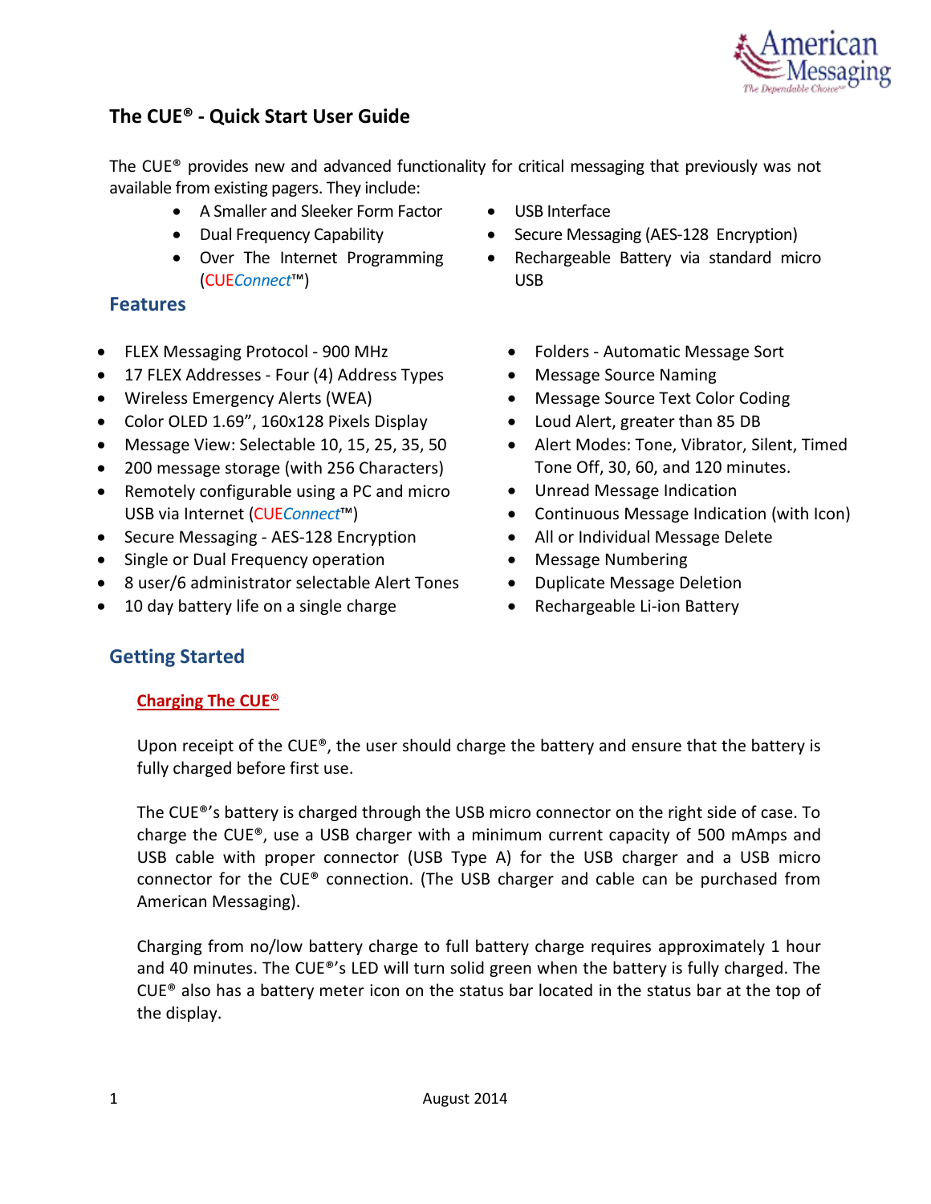# The CUE® - Quick Start User Guide

The CUE® provides new and advanced functionality for critical messaging that previously was not available from existing pagers. They include:

- A Smaller and Sleeker Form Factor
- Dual Frequency Capability
- Over The Internet Programming (CUE*Connect*™)
- USB Interface
- Secure Messaging (AES-128 Encryption)
- Rechargeable Battery via standard micro USB

## Features

- FLEX Messaging Protocol - 900 MHz
- 17 FLEX Addresses - Four (4) Address Types
- Wireless Emergency Alerts (WEA)
- Color OLED 1.69", 160x128 Pixels Display
- Message View: Selectable 10, 15, 25, 35, 50
- 200 message storage (with 256 Characters)
- Remotely configurable using a PC and micro USB via Internet (CUE*Connect*™)
- Secure Messaging - AES-128 Encryption
- Single or Dual Frequency operation
- 8 user/6 administrator selectable Alert Tones
- 10 day battery life on a single charge
- Folders - Automatic Message Sort
- Message Source Naming
- Message Source Text Color Coding
- Loud Alert, greater than 85 DB
- Alert Modes: Tone, Vibrator, Silent, Timed Tone Off, 30, 60, and 120 minutes.
- Unread Message Indication
- Continuous Message Indication (with Icon)
- All or Individual Message Delete
- Message Numbering
- Duplicate Message Deletion
- Rechargeable Li-ion Battery

## Getting Started

### Charging The CUE®

Upon receipt of the CUE®, the user should charge the battery and ensure that the battery is fully charged before first use.

The CUE®'s battery is charged through the USB micro connector on the right side of case. To charge the CUE®, use a USB charger with a minimum current capacity of 500 mAmps and USB cable with proper connector (USB Type A) for the USB charger and a USB micro connector for the CUE® connection. (The USB charger and cable can be purchased from American Messaging).

Charging from no/low battery charge to full battery charge requires approximately 1 hour and 40 minutes. The CUE®'s LED will turn solid green when the battery is fully charged. The CUE® also has a battery meter icon on the status bar located in the status bar at the top of the display.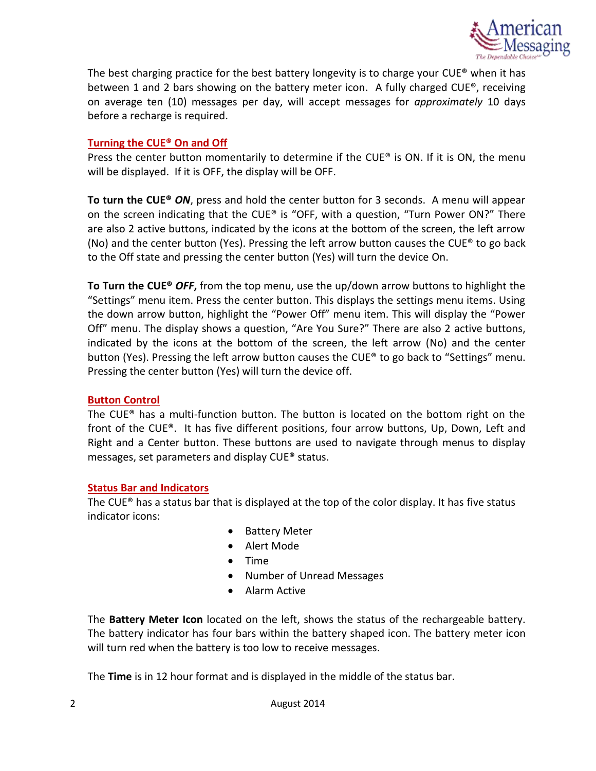The best charging practice for the best battery longevity is to charge your CUE® when it has between 1 and 2 bars showing on the battery meter icon. A fully charged CUE®, receiving on average ten (10) messages per day, will accept messages for *approximately* 10 days before a recharge is required.

## Turning the CUE® On and Off

Press the center button momentarily to determine if the CUE® is ON. If it is ON, the menu will be displayed. If it is OFF, the display will be OFF.

**To turn the CUE® *ON***, press and hold the center button for 3 seconds. A menu will appear on the screen indicating that the CUE® is "OFF, with a question, "Turn Power ON?" There are also 2 active buttons, indicated by the icons at the bottom of the screen, the left arrow (No) and the center button (Yes). Pressing the left arrow button causes the CUE® to go back to the Off state and pressing the center button (Yes) will turn the device On.

**To Turn the CUE® *OFF*,** from the top menu, use the up/down arrow buttons to highlight the "Settings" menu item. Press the center button. This displays the settings menu items. Using the down arrow button, highlight the "Power Off" menu item. This will display the "Power Off" menu. The display shows a question, "Are You Sure?" There are also 2 active buttons, indicated by the icons at the bottom of the screen, the left arrow (No) and the center button (Yes). Pressing the left arrow button causes the CUE® to go back to "Settings" menu. Pressing the center button (Yes) will turn the device off.

## Button Control

The CUE® has a multi-function button. The button is located on the bottom right on the front of the CUE®. It has five different positions, four arrow buttons, Up, Down, Left and Right and a Center button. These buttons are used to navigate through menus to display messages, set parameters and display CUE® status.

## Status Bar and Indicators

The CUE® has a status bar that is displayed at the top of the color display. It has five status indicator icons:

- Battery Meter
- Alert Mode
- Time
- Number of Unread Messages
- Alarm Active

The **Battery Meter Icon** located on the left, shows the status of the rechargeable battery. The battery indicator has four bars within the battery shaped icon. The battery meter icon will turn red when the battery is too low to receive messages.

The **Time** is in 12 hour format and is displayed in the middle of the status bar.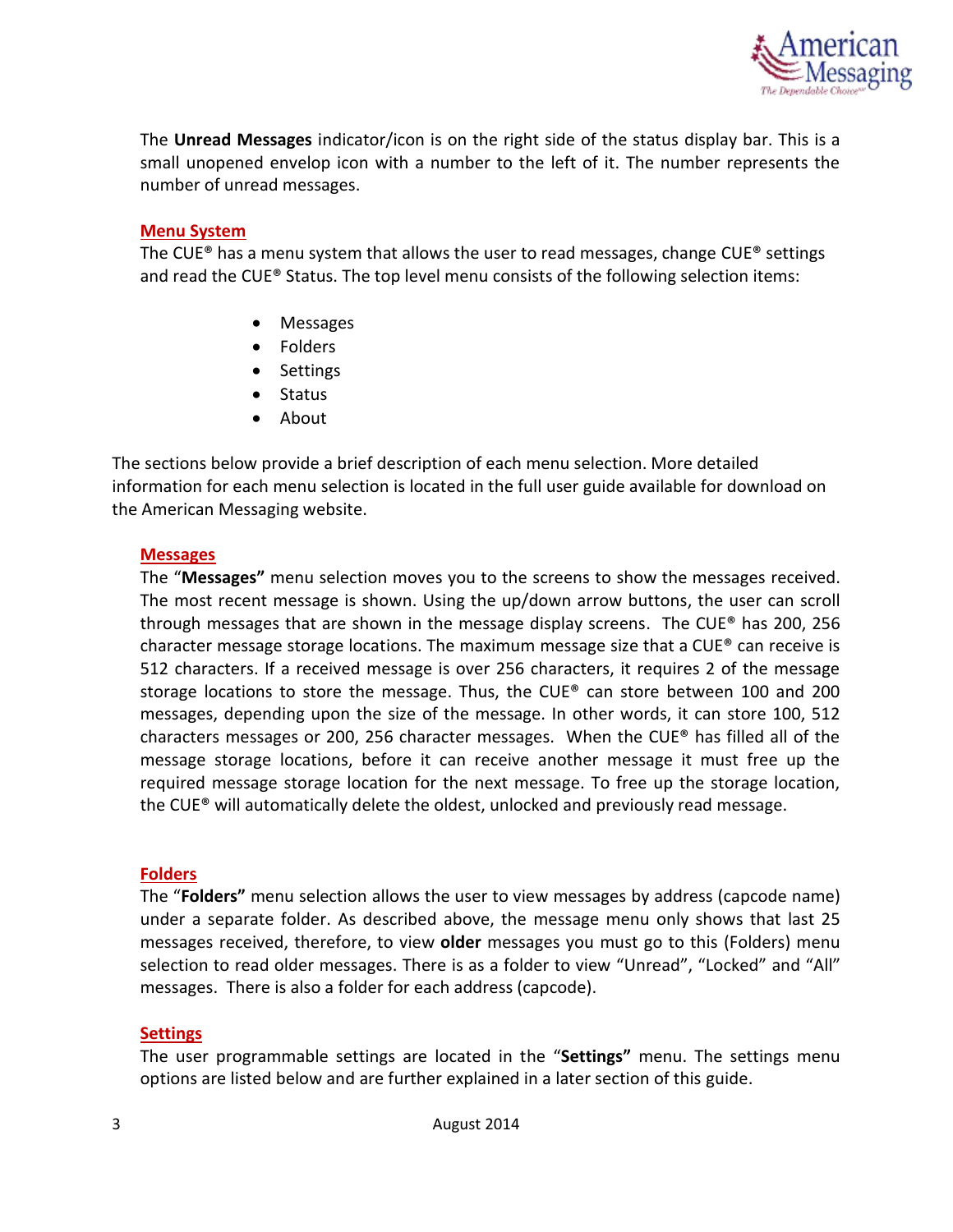The **Unread Messages** indicator/icon is on the right side of the status display bar. This is a small unopened envelop icon with a number to the left of it. The number represents the number of unread messages.

## Menu System

The CUE® has a menu system that allows the user to read messages, change CUE® settings and read the CUE® Status. The top level menu consists of the following selection items:

- Messages
- Folders
- Settings
- Status
- About

The sections below provide a brief description of each menu selection. More detailed information for each menu selection is located in the full user guide available for download on the American Messaging website.

### Messages

The "**Messages"** menu selection moves you to the screens to show the messages received. The most recent message is shown. Using the up/down arrow buttons, the user can scroll through messages that are shown in the message display screens. The CUE® has 200, 256 character message storage locations. The maximum message size that a CUE® can receive is 512 characters. If a received message is over 256 characters, it requires 2 of the message storage locations to store the message. Thus, the CUE® can store between 100 and 200 messages, depending upon the size of the message. In other words, it can store 100, 512 characters messages or 200, 256 character messages. When the CUE® has filled all of the message storage locations, before it can receive another message it must free up the required message storage location for the next message. To free up the storage location, the CUE® will automatically delete the oldest, unlocked and previously read message.

### Folders

The "**Folders"** menu selection allows the user to view messages by address (capcode name) under a separate folder. As described above, the message menu only shows that last 25 messages received, therefore, to view **older** messages you must go to this (Folders) menu selection to read older messages. There is as a folder to view "Unread", "Locked" and "All" messages. There is also a folder for each address (capcode).

### Settings

The user programmable settings are located in the "**Settings"** menu. The settings menu options are listed below and are further explained in a later section of this guide.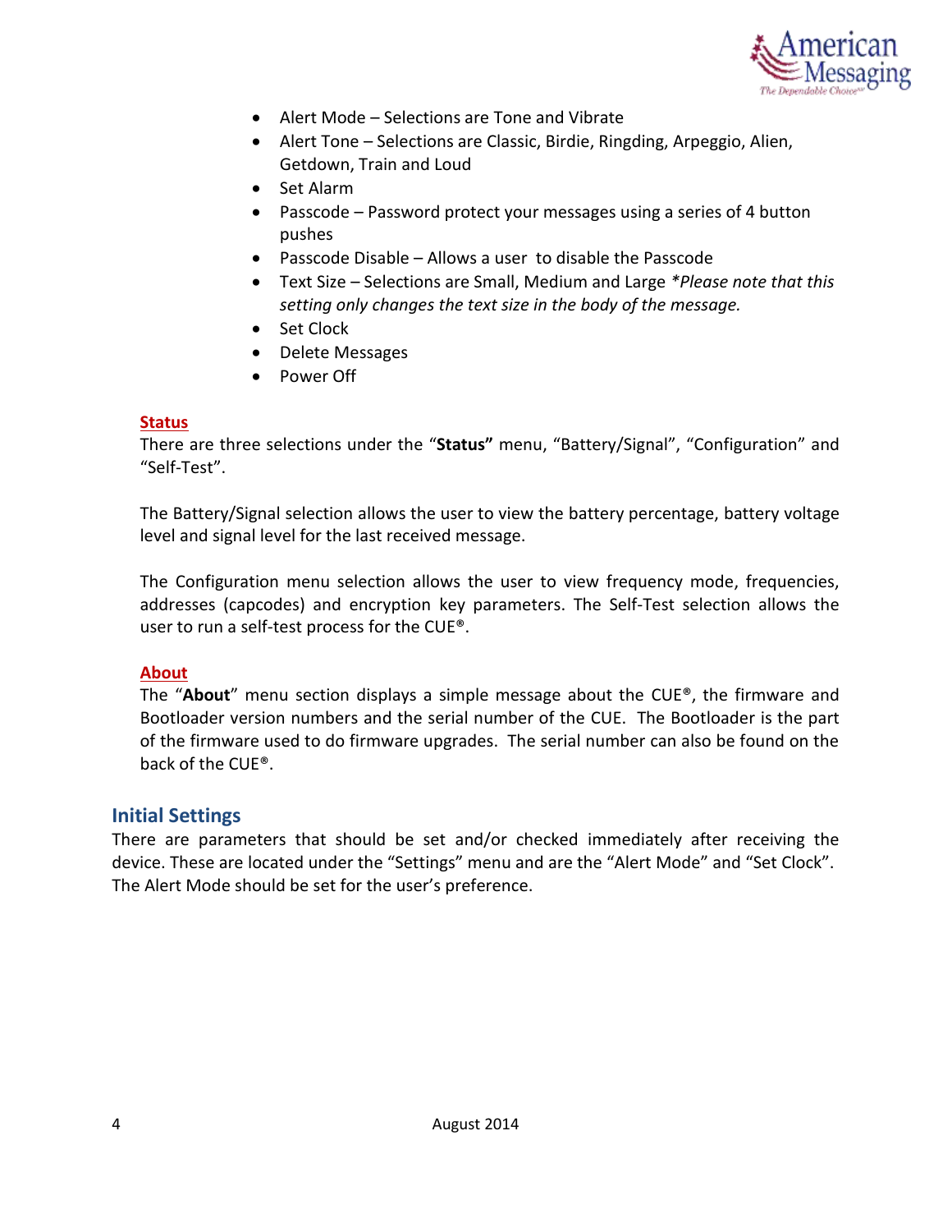- Alert Mode – Selections are Tone and Vibrate
- Alert Tone – Selections are Classic, Birdie, Ringding, Arpeggio, Alien, Getdown, Train and Loud
- Set Alarm
- Passcode – Password protect your messages using a series of 4 button pushes
- Passcode Disable – Allows a user to disable the Passcode
- Text Size – Selections are Small, Medium and Large *\*Please note that this setting only changes the text size in the body of the message.*
- Set Clock
- Delete Messages
- Power Off

### Status

There are three selections under the "**Status"** menu, "Battery/Signal", "Configuration" and "Self-Test".

The Battery/Signal selection allows the user to view the battery percentage, battery voltage level and signal level for the last received message.

The Configuration menu selection allows the user to view frequency mode, frequencies, addresses (capcodes) and encryption key parameters. The Self-Test selection allows the user to run a self-test process for the CUE®.

### About

The "**About**" menu section displays a simple message about the CUE®, the firmware and Bootloader version numbers and the serial number of the CUE. The Bootloader is the part of the firmware used to do firmware upgrades. The serial number can also be found on the back of the CUE®.

## Initial Settings

There are parameters that should be set and/or checked immediately after receiving the device. These are located under the "Settings" menu and are the "Alert Mode" and "Set Clock". The Alert Mode should be set for the user's preference.